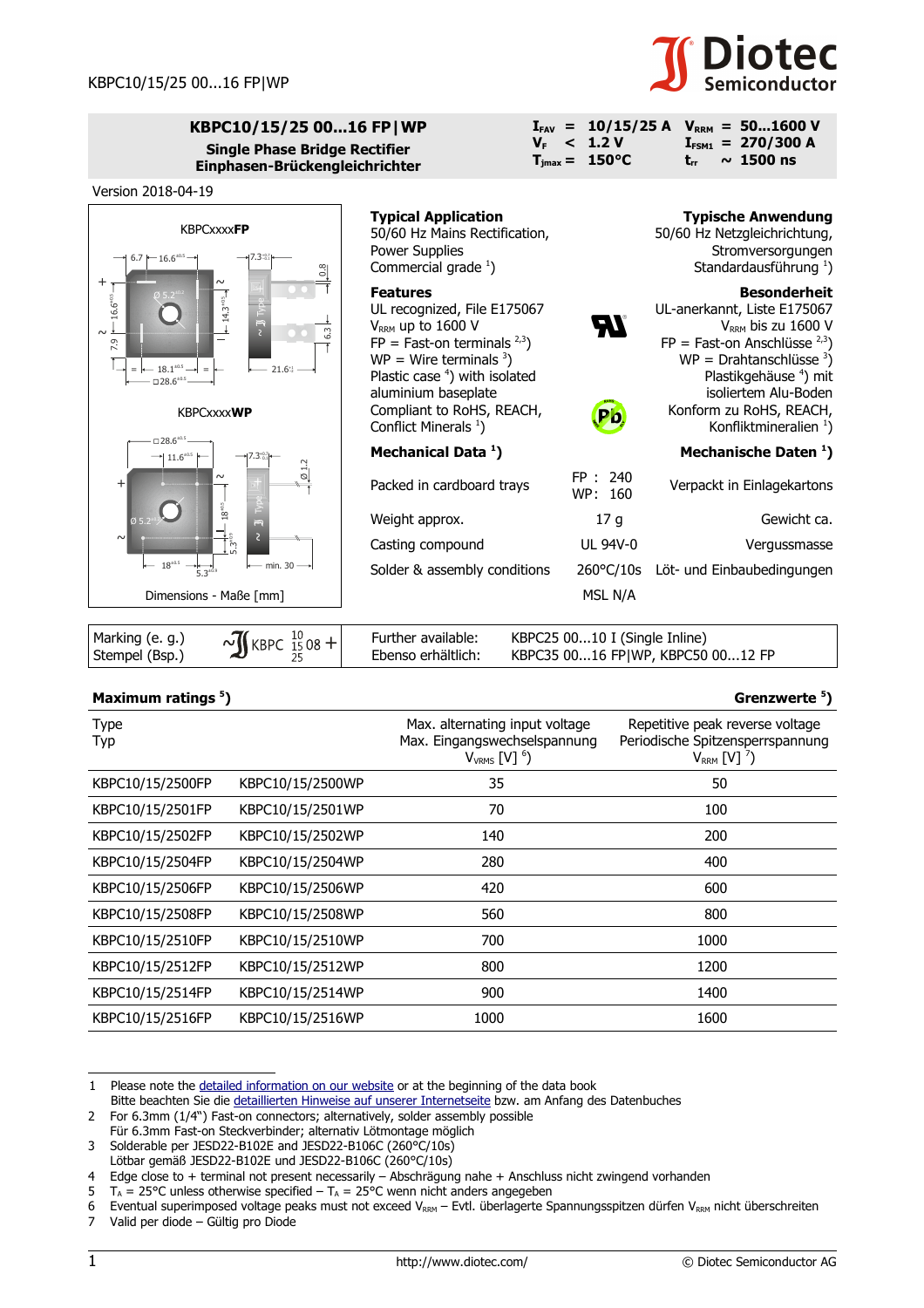# KBPC10/15/25 00...16 FP|WP

**Single Phase Bridge Rectifier**
**Einphasen-Brückengleichrichter**

| | | | |
|---|---|---|---|
| $I_{FAV}$ = | 10/15/25 A | $V_{RRM}$ = | 50...1600 V |
| $V_F$ < | 1.2 V | $I_{FSM1}$ = | 270/300 A |
| $T_{jmax}$ = | 150°C | $t_{rr}$ ~ | 1500 ns |

Version 2018-04-19

KBPCxxxx**FP**

KBPCxxxx**WP**

Dimensions - Maße [mm]

| **Typical Application** | | **Typische Anwendung** |
|---|---|---|
| 50/60 Hz Mains Rectification, Power Supplies | | 50/60 Hz Netzgleichrichtung, Stromversorgungen |
| Commercial grade [1] | | Standardausführung [1] |
| **Features** | | **Besonderheit** |
| UL recognized, File E175067 | | UL-anerkannt, Liste E175067 |
| $V_{RRM}$ up to 1600 V | | $V_{RRM}$ bis zu 1600 V |
| FP = Fast-on terminals [2,3] | | FP = Fast-on Anschlüsse [2,3] |
| WP = Wire terminals [3] | | WP = Drahtanschlüsse [3] |
| Plastic case [4] with isolated aluminium baseplate | | Plastikgehäuse [4] mit isoliertem Alu-Boden |
| Compliant to RoHS, REACH, Conflict Minerals [1] | | Konform zu RoHS, REACH, Konfliktmineralien [1] |
| **Mechanical Data [1]** | | **Mechanische Daten [1]** |
| Packed in cardboard trays | FP : 240<br>WP: 160 | Verpackt in Einlagekartons |
| Weight approx. | 17 g | Gewicht ca. |
| Casting compound | UL 94V-0 | Vergussmasse |
| Solder & assembly conditions | 260°C/10s<br>MSL N/A | Löt- und Einbaubedingungen |

| | | | |
|---|---|---|---|
| Marking (e. g.)<br>Stempel (Bsp.) | ~ KBPC 10/15/25 08 + | Further available:<br>Ebenso erhältlich: | KBPC25 00...10 I (Single Inline)<br>KBPC35 00...16 FP\|WP, KBPC50 00...12 FP |

## Maximum ratings [5] — Grenzwerte [5]

| Type<br>Typ | | Max. alternating input voltage<br>Max. Eingangswechselspannung<br>$V_{VRMS}$ [V] [6] | Repetitive peak reverse voltage<br>Periodische Spitzensperrspannung<br>$V_{RRM}$ [V] [7] |
|---|---|---|---|
| KBPC10/15/2500FP | KBPC10/15/2500WP | 35 | 50 |
| KBPC10/15/2501FP | KBPC10/15/2501WP | 70 | 100 |
| KBPC10/15/2502FP | KBPC10/15/2502WP | 140 | 200 |
| KBPC10/15/2504FP | KBPC10/15/2504WP | 280 | 400 |
| KBPC10/15/2506FP | KBPC10/15/2506WP | 420 | 600 |
| KBPC10/15/2508FP | KBPC10/15/2508WP | 560 | 800 |
| KBPC10/15/2510FP | KBPC10/15/2510WP | 700 | 1000 |
| KBPC10/15/2512FP | KBPC10/15/2512WP | 800 | 1200 |
| KBPC10/15/2514FP | KBPC10/15/2514WP | 900 | 1400 |
| KBPC10/15/2516FP | KBPC10/15/2516WP | 1000 | 1600 |

1. Please note the detailed information on our website or at the beginning of the data book
   Bitte beachten Sie die detaillierten Hinweise auf unserer Internetseite bzw. am Anfang des Datenbuches
2. For 6.3mm (1/4") Fast-on connectors; alternatively, solder assembly possible
   Für 6.3mm Fast-on Steckverbinder; alternativ Lötmontage möglich
3. Solderable per JESD22-B102E and JESD22-B106C (260°C/10s)
   Lötbar gemäß JESD22-B102E und JESD22-B106C (260°C/10s)
4. Edge close to + terminal not present necessarily – Abschrägung nahe + Anschluss nicht zwingend vorhanden
5. $T_A$ = 25°C unless otherwise specified – $T_A$ = 25°C wenn nicht anders angegeben
6. Eventual superimposed voltage peaks must not exceed $V_{RRM}$ – Evtl. überlagerte Spannungsspitzen dürfen $V_{RRM}$ nicht überschreiten
7. Valid per diode – Gültig pro Diode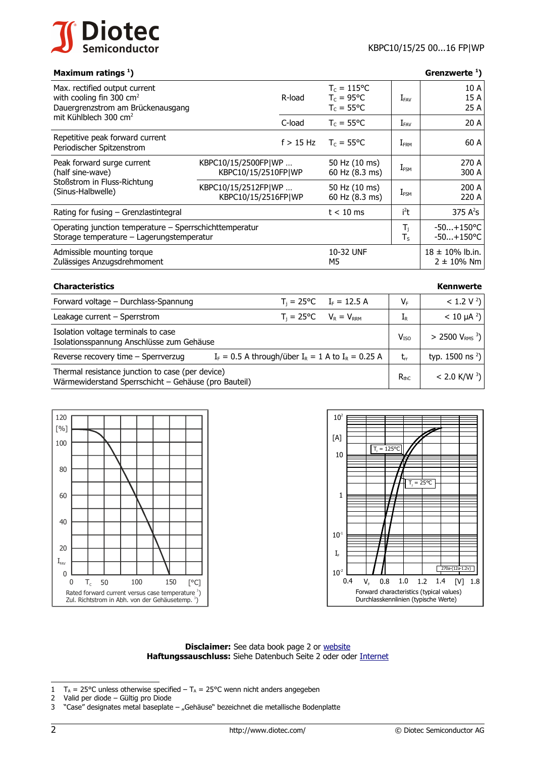## Maximum ratings [1] — Grenzwerte [1]

| | | | | |
|---|---|---|---|---|
| Max. rectified output current with cooling fin 300 $cm^2$ / Dauergrenzstrom am Brückenausgang mit Kühlblech 300 $cm^2$ | R-load | $T_C$ = 115°C / $T_C$ = 95°C / $T_C$ = 55°C | $I_{FAV}$ | 10 A / 15 A / 25 A |
| | C-load | $T_C$ = 55°C | $I_{FAV}$ | 20 A |
| Repetitive peak forward current / Periodischer Spitzenstrom | f > 15 Hz | $T_C$ = 55°C | $I_{FRM}$ | 60 A |
| Peak forward surge current (half sine-wave) / Stoßstrom in Fluss-Richtung (Sinus-Halbwelle) | KBPC10/15/2500FP\|WP … KBPC10/15/2510FP\|WP | 50 Hz (10 ms) / 60 Hz (8.3 ms) | $I_{FSM}$ | 270 A / 300 A |
| | KBPC10/15/2512FP\|WP … KBPC10/15/2516FP\|WP | 50 Hz (10 ms) / 60 Hz (8.3 ms) | $I_{FSM}$ | 200 A / 220 A |
| Rating for fusing – Grenzlastintegral | | t < 10 ms | $i^2t$ | 375 $A^2s$ |
| Operating junction temperature – Sperrschichttemperatur / Storage temperature – Lagerungstemperatur | | | $T_j$ / $T_S$ | -50...+150°C / -50...+150°C |
| Admissible mounting torque / Zulässiges Anzugsdrehmoment | | 10-32 UNF / M5 | | 18 ± 10% lb.in. / 2 ± 10% Nm |

## Characteristics — Kennwerte

| | | | | |
|---|---|---|---|---|
| Forward voltage – Durchlass-Spannung | $T_j$ = 25°C | $I_F$ = 12.5 A | $V_F$ | < 1.2 V [2] |
| Leakage current – Sperrstrom | $T_j$ = 25°C | $V_R$ = $V_{RRM}$ | $I_R$ | < 10 µA [2] |
| Isolation voltage terminals to case / Isolationsspannung Anschlüsse zum Gehäuse | | | $V_{ISO}$ | > 2500 $V_{RMS}$ [3] |
| Reverse recovery time – Sperrverzug | $I_F$ = 0.5 A through/über $I_R$ = 1 A to $I_R$ = 0.25 A | | $t_{rr}$ | typ. 1500 ns [2] |
| Thermal resistance junction to case (per device) / Wärmewiderstand Sperrschicht – Gehäuse (pro Bauteil) | | | $R_{thC}$ | < 2.0 K/W [3] |

120
[%]
100
80
60
40
20
$I_{FAV}$
0
0 $T_C$ 50 100 150 [°C]

Rated forward current versus case temperature [3]
Zul. Richtstrom in Abh. von der Gehäusetemp. [3]

$10^2$
[A]
10
1
$10^{-1}$
$I_F$
$10^{-2}$
$T_j$ = 125°C
$T_j$ = 25°C
270a-(12a-1.2v)
0.4 $V_F$ 0.8 1.0 1.2 1.4 [V] 1.8

Forward characteristics (typical values)
Durchlasskennlinien (typische Werte)

**Disclaimer:** See data book page 2 or website
**Haftungssausschluss:** Siehe Datenbuch Seite 2 oder oder Internet

1. $T_A$ = 25°C unless otherwise specified – $T_A$ = 25°C wenn nicht anders angegeben
2. Valid per diode – Gültig pro Diode
3. "Case" designates metal baseplate – „Gehäuse" bezeichnet die metallische Bodenplatte